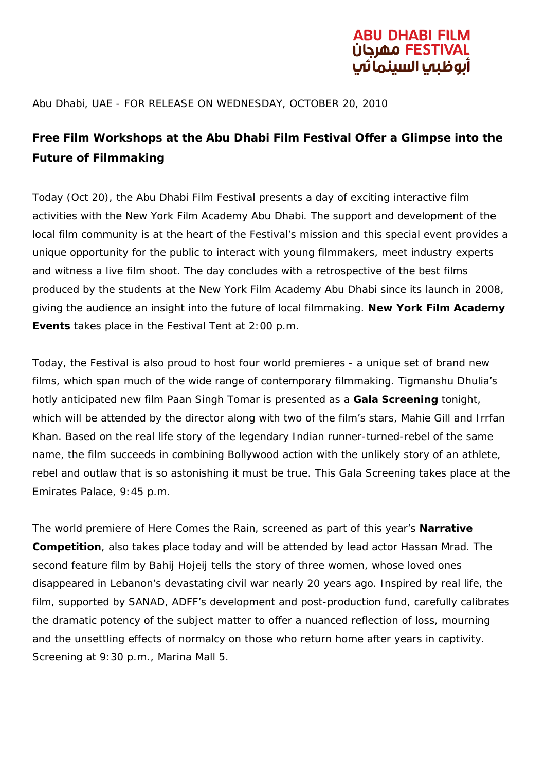ABU DHABI FILM FESTIVAL مهرجان أبوظبي السينمائي

Abu Dhabi, UAE - FOR RELEASE ON WEDNESDAY, OCTOBER 20, 2010

## Free Film Workshops at the Abu Dhabi Film Festival Offer a Glimpse into the Future of Filmmaking

Today (Oct 20), the Abu Dhabi Film Festival presents a day of exciting interactive film activities with the New York Film Academy Abu Dhabi. The support and development of the local film community is at the heart of the Festival's mission and this special event provides a unique opportunity for the public to interact with young filmmakers, meet industry experts and witness a live film shoot. The day concludes with a retrospective of the best films produced by the students at the New York Film Academy Abu Dhabi since its launch in 2008, giving the audience an insight into the future of local filmmaking. **New York Film Academy Events** takes place in the Festival Tent at 2:00 p.m.

Today, the Festival is also proud to host four world premieres - a unique set of brand new films, which span much of the wide range of contemporary filmmaking. Tigmanshu Dhulia's hotly anticipated new film Paan Singh Tomar is presented as a **Gala Screening** tonight, which will be attended by the director along with two of the film's stars, Mahie Gill and Irrfan Khan. Based on the real life story of the legendary Indian runner-turned-rebel of the same name, the film succeeds in combining Bollywood action with the unlikely story of an athlete, rebel and outlaw that is so astonishing it must be true. This Gala Screening takes place at the Emirates Palace, 9:45 p.m.

The world premiere of Here Comes the Rain, screened as part of this year's **Narrative Competition**, also takes place today and will be attended by lead actor Hassan Mrad. The second feature film by Bahij Hojeij tells the story of three women, whose loved ones disappeared in Lebanon's devastating civil war nearly 20 years ago. Inspired by real life, the film, supported by SANAD, ADFF's development and post-production fund, carefully calibrates the dramatic potency of the subject matter to offer a nuanced reflection of loss, mourning and the unsettling effects of normalcy on those who return home after years in captivity. Screening at 9:30 p.m., Marina Mall 5.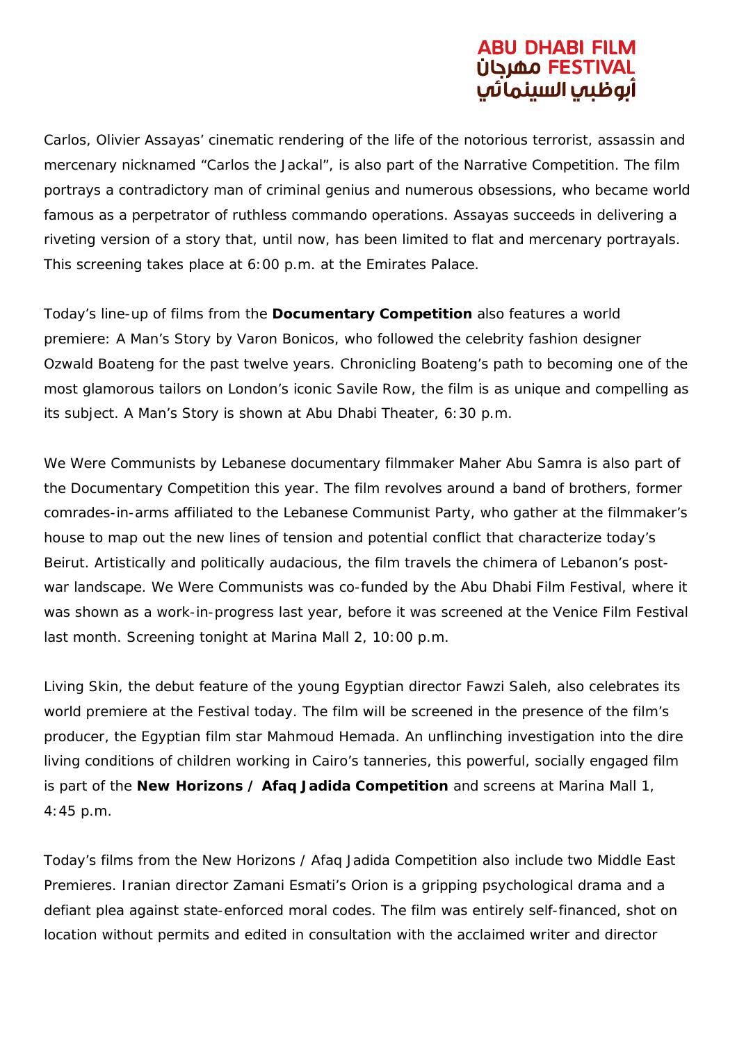Carlos, Olivier Assayas' cinematic rendering of the life of the notorious terrorist, assassin and mercenary nicknamed "Carlos the Jackal", is also part of the Narrative Competition. The film portrays a contradictory man of criminal genius and numerous obsessions, who became world famous as a perpetrator of ruthless commando operations. Assayas succeeds in delivering a riveting version of a story that, until now, has been limited to flat and mercenary portrayals. This screening takes place at 6:00 p.m. at the Emirates Palace.

Today's line-up of films from the **Documentary Competition** also features a world premiere: A Man's Story by Varon Bonicos, who followed the celebrity fashion designer Ozwald Boateng for the past twelve years. Chronicling Boateng's path to becoming one of the most glamorous tailors on London's iconic Savile Row, the film is as unique and compelling as its subject. A Man's Story is shown at Abu Dhabi Theater, 6:30 p.m.

We Were Communists by Lebanese documentary filmmaker Maher Abu Samra is also part of the Documentary Competition this year. The film revolves around a band of brothers, former comrades-in-arms affiliated to the Lebanese Communist Party, who gather at the filmmaker's house to map out the new lines of tension and potential conflict that characterize today's Beirut. Artistically and politically audacious, the film travels the chimera of Lebanon's post-war landscape. We Were Communists was co-funded by the Abu Dhabi Film Festival, where it was shown as a work-in-progress last year, before it was screened at the Venice Film Festival last month. Screening tonight at Marina Mall 2, 10:00 p.m.

Living Skin, the debut feature of the young Egyptian director Fawzi Saleh, also celebrates its world premiere at the Festival today. The film will be screened in the presence of the film's producer, the Egyptian film star Mahmoud Hemada. An unflinching investigation into the dire living conditions of children working in Cairo's tanneries, this powerful, socially engaged film is part of the **New Horizons / Afaq Jadida Competition** and screens at Marina Mall 1, 4:45 p.m.

Today's films from the New Horizons / Afaq Jadida Competition also include two Middle East Premieres. Iranian director Zamani Esmati's Orion is a gripping psychological drama and a defiant plea against state-enforced moral codes. The film was entirely self-financed, shot on location without permits and edited in consultation with the acclaimed writer and director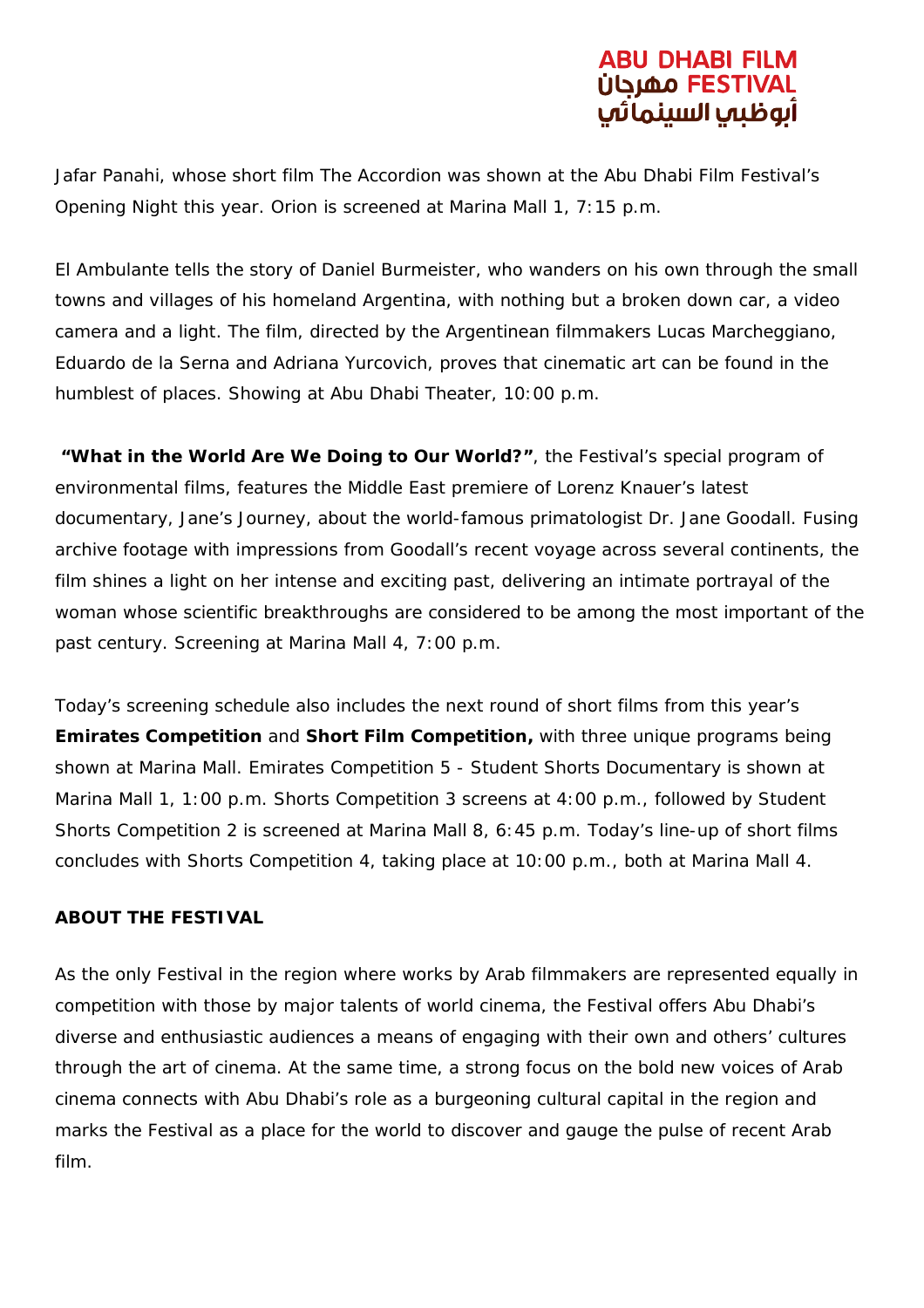Jafar Panahi, whose short film The Accordion was shown at the Abu Dhabi Film Festival's Opening Night this year. Orion is screened at Marina Mall 1, 7:15 p.m.

El Ambulante tells the story of Daniel Burmeister, who wanders on his own through the small towns and villages of his homeland Argentina, with nothing but a broken down car, a video camera and a light. The film, directed by the Argentinean filmmakers Lucas Marcheggiano, Eduardo de la Serna and Adriana Yurcovich, proves that cinematic art can be found in the humblest of places. Showing at Abu Dhabi Theater, 10:00 p.m.

**"What in the World Are We Doing to Our World?"**, the Festival's special program of environmental films, features the Middle East premiere of Lorenz Knauer's latest documentary, Jane's Journey, about the world-famous primatologist Dr. Jane Goodall. Fusing archive footage with impressions from Goodall's recent voyage across several continents, the film shines a light on her intense and exciting past, delivering an intimate portrayal of the woman whose scientific breakthroughs are considered to be among the most important of the past century. Screening at Marina Mall 4, 7:00 p.m.

Today's screening schedule also includes the next round of short films from this year's **Emirates Competition** and **Short Film Competition,** with three unique programs being shown at Marina Mall. Emirates Competition 5 - Student Shorts Documentary is shown at Marina Mall 1, 1:00 p.m. Shorts Competition 3 screens at 4:00 p.m., followed by Student Shorts Competition 2 is screened at Marina Mall 8, 6:45 p.m. Today's line-up of short films concludes with Shorts Competition 4, taking place at 10:00 p.m., both at Marina Mall 4.

**ABOUT THE FESTIVAL**

As the only Festival in the region where works by Arab filmmakers are represented equally in competition with those by major talents of world cinema, the Festival offers Abu Dhabi's diverse and enthusiastic audiences a means of engaging with their own and others' cultures through the art of cinema. At the same time, a strong focus on the bold new voices of Arab cinema connects with Abu Dhabi's role as a burgeoning cultural capital in the region and marks the Festival as a place for the world to discover and gauge the pulse of recent Arab film.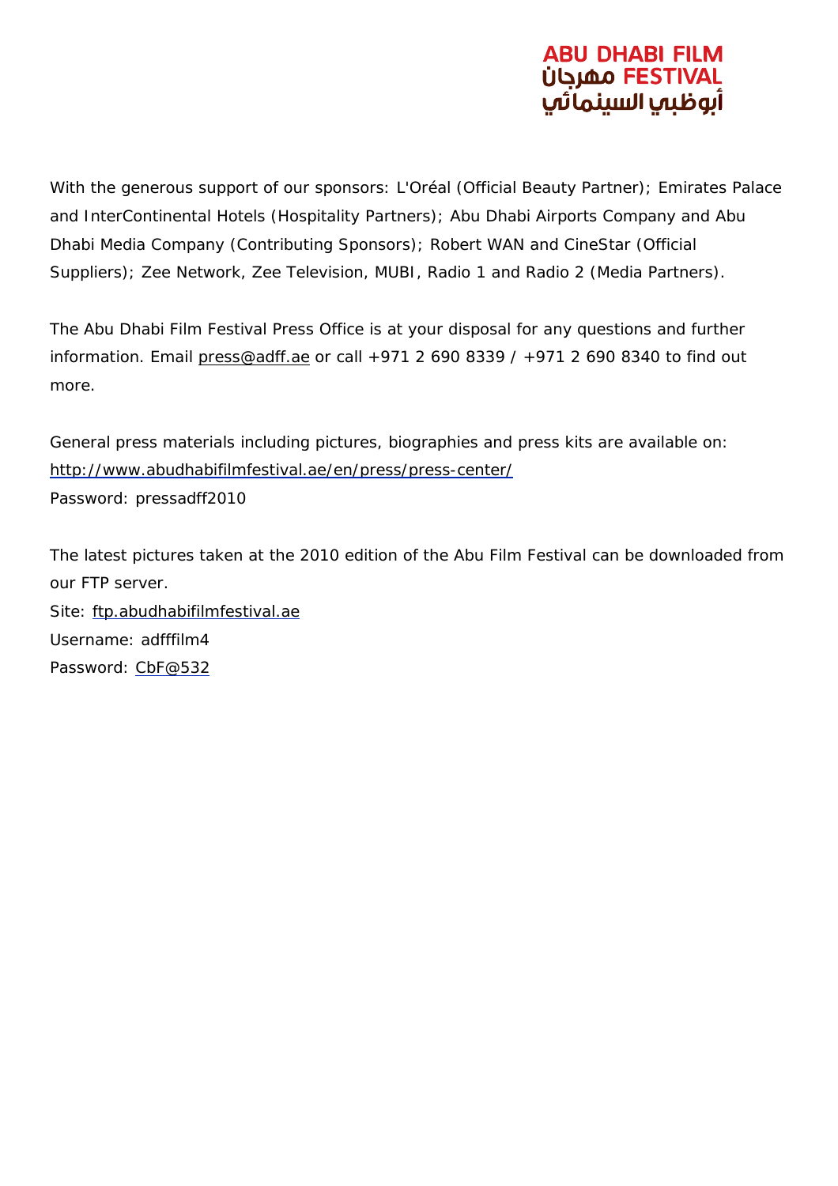ABU DHABI FILM FESTIVAL مهرجان أبوظبي السينمائي

With the generous support of our sponsors: L'Oréal (Official Beauty Partner); Emirates Palace and InterContinental Hotels (Hospitality Partners); Abu Dhabi Airports Company and Abu Dhabi Media Company (Contributing Sponsors); Robert WAN and CineStar (Official Suppliers); Zee Network, Zee Television, MUBI, Radio 1 and Radio 2 (Media Partners).

The Abu Dhabi Film Festival Press Office is at your disposal for any questions and further information. Email press@adff.ae or call +971 2 690 8339 / +971 2 690 8340 to find out more.

General press materials including pictures, biographies and press kits are available on:
http://www.abudhabifilmfestival.ae/en/press/press-center/
Password: pressadff2010

The latest pictures taken at the 2010 edition of the Abu Film Festival can be downloaded from our FTP server.
Site: ftp.abudhabifilmfestival.ae
Username: adfffilm4
Password: CbF@532